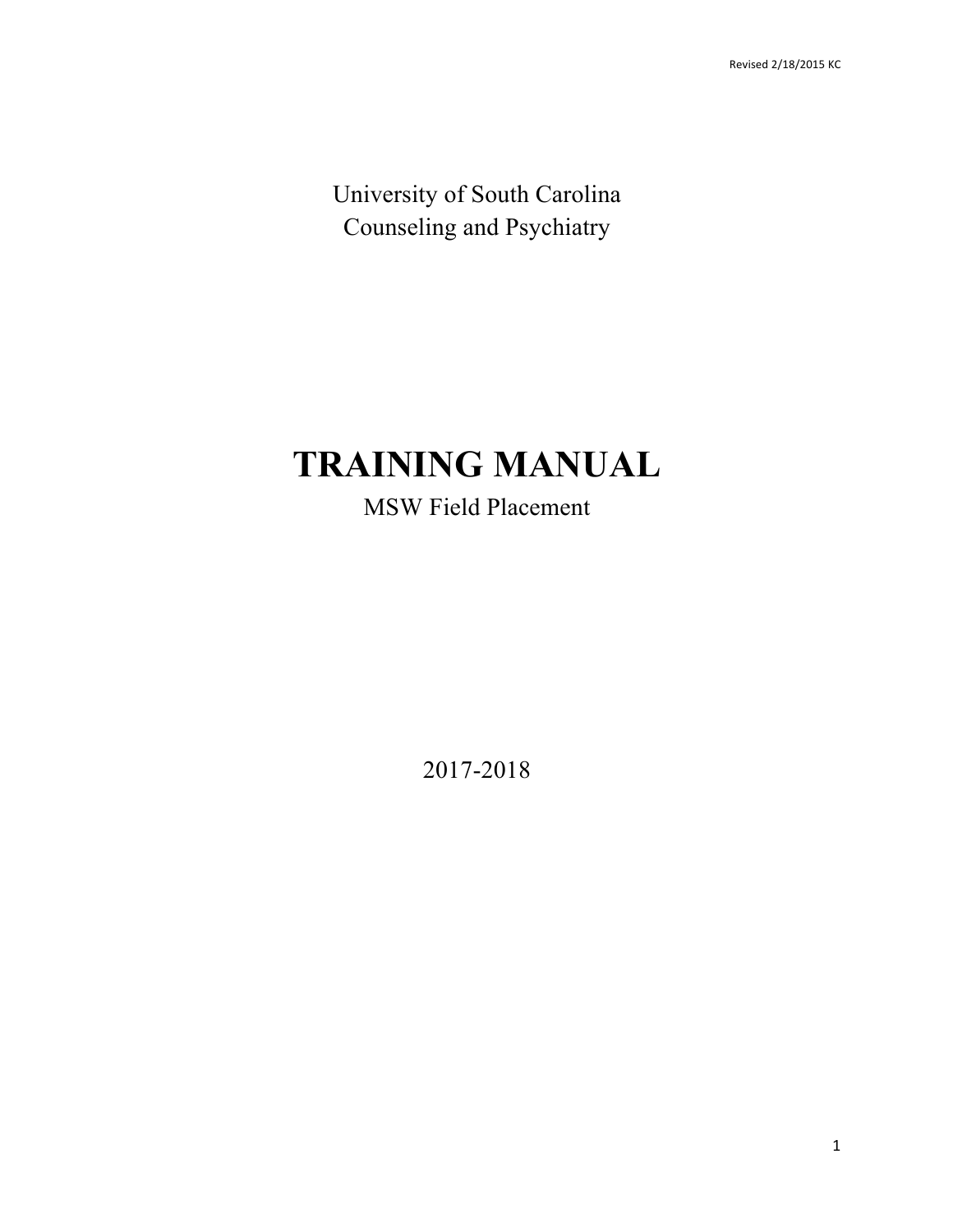Revised 2/18/2015 KC

University of South Carolina
Counseling and Psychiatry

# TRAINING MANUAL

MSW Field Placement

2017-2018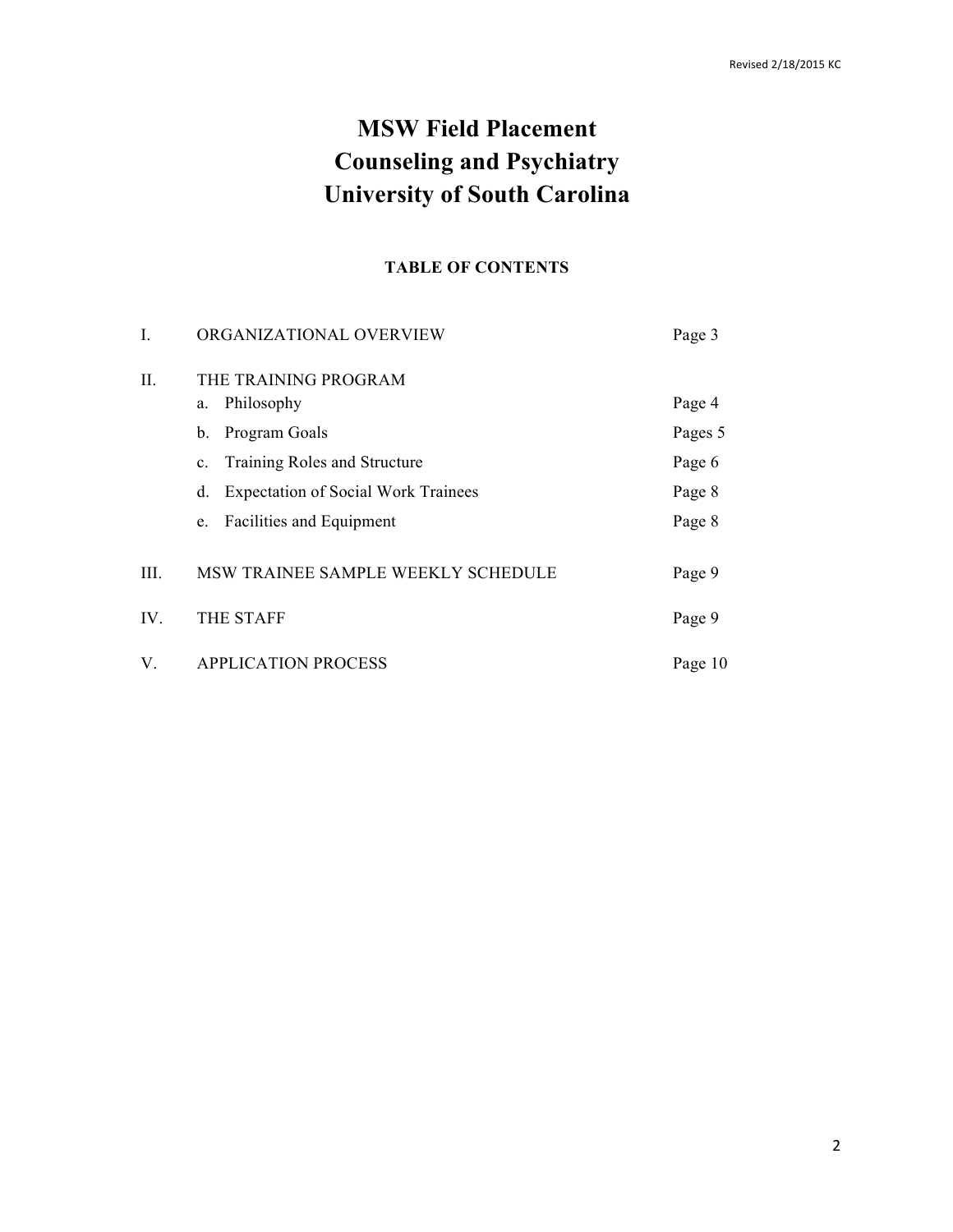# MSW Field Placement
# Counseling and Psychiatry
# University of South Carolina

**TABLE OF CONTENTS**

| | | |
|---|---|---|
| I. | ORGANIZATIONAL OVERVIEW | Page 3 |
| II. | THE TRAINING PROGRAM | |
| | a. Philosophy | Page 4 |
| | b. Program Goals | Pages 5 |
| | c. Training Roles and Structure | Page 6 |
| | d. Expectation of Social Work Trainees | Page 8 |
| | e. Facilities and Equipment | Page 8 |
| III. | MSW TRAINEE SAMPLE WEEKLY SCHEDULE | Page 9 |
| IV. | THE STAFF | Page 9 |
| V. | APPLICATION PROCESS | Page 10 |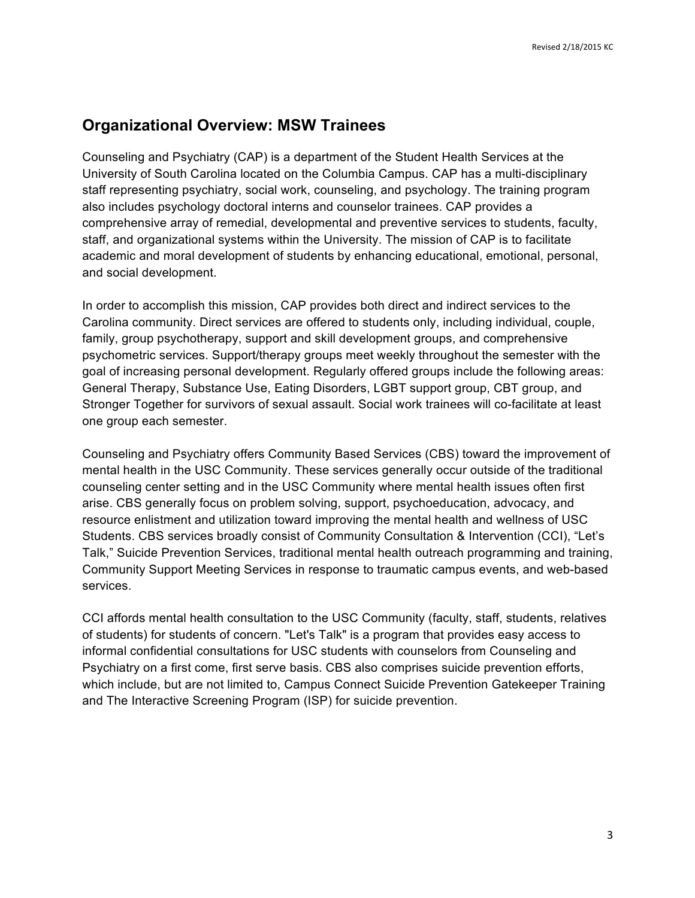## Organizational Overview: MSW Trainees

Counseling and Psychiatry (CAP) is a department of the Student Health Services at the University of South Carolina located on the Columbia Campus. CAP has a multi-disciplinary staff representing psychiatry, social work, counseling, and psychology. The training program also includes psychology doctoral interns and counselor trainees. CAP provides a comprehensive array of remedial, developmental and preventive services to students, faculty, staff, and organizational systems within the University. The mission of CAP is to facilitate academic and moral development of students by enhancing educational, emotional, personal, and social development.

In order to accomplish this mission, CAP provides both direct and indirect services to the Carolina community. Direct services are offered to students only, including individual, couple, family, group psychotherapy, support and skill development groups, and comprehensive psychometric services. Support/therapy groups meet weekly throughout the semester with the goal of increasing personal development. Regularly offered groups include the following areas: General Therapy, Substance Use, Eating Disorders, LGBT support group, CBT group, and Stronger Together for survivors of sexual assault. Social work trainees will co-facilitate at least one group each semester.

Counseling and Psychiatry offers Community Based Services (CBS) toward the improvement of mental health in the USC Community. These services generally occur outside of the traditional counseling center setting and in the USC Community where mental health issues often first arise. CBS generally focus on problem solving, support, psychoeducation, advocacy, and resource enlistment and utilization toward improving the mental health and wellness of USC Students. CBS services broadly consist of Community Consultation & Intervention (CCI), “Let’s Talk,” Suicide Prevention Services, traditional mental health outreach programming and training, Community Support Meeting Services in response to traumatic campus events, and web-based services.

CCI affords mental health consultation to the USC Community (faculty, staff, students, relatives of students) for students of concern. "Let's Talk" is a program that provides easy access to informal confidential consultations for USC students with counselors from Counseling and Psychiatry on a first come, first serve basis. CBS also comprises suicide prevention efforts, which include, but are not limited to, Campus Connect Suicide Prevention Gatekeeper Training and The Interactive Screening Program (ISP) for suicide prevention.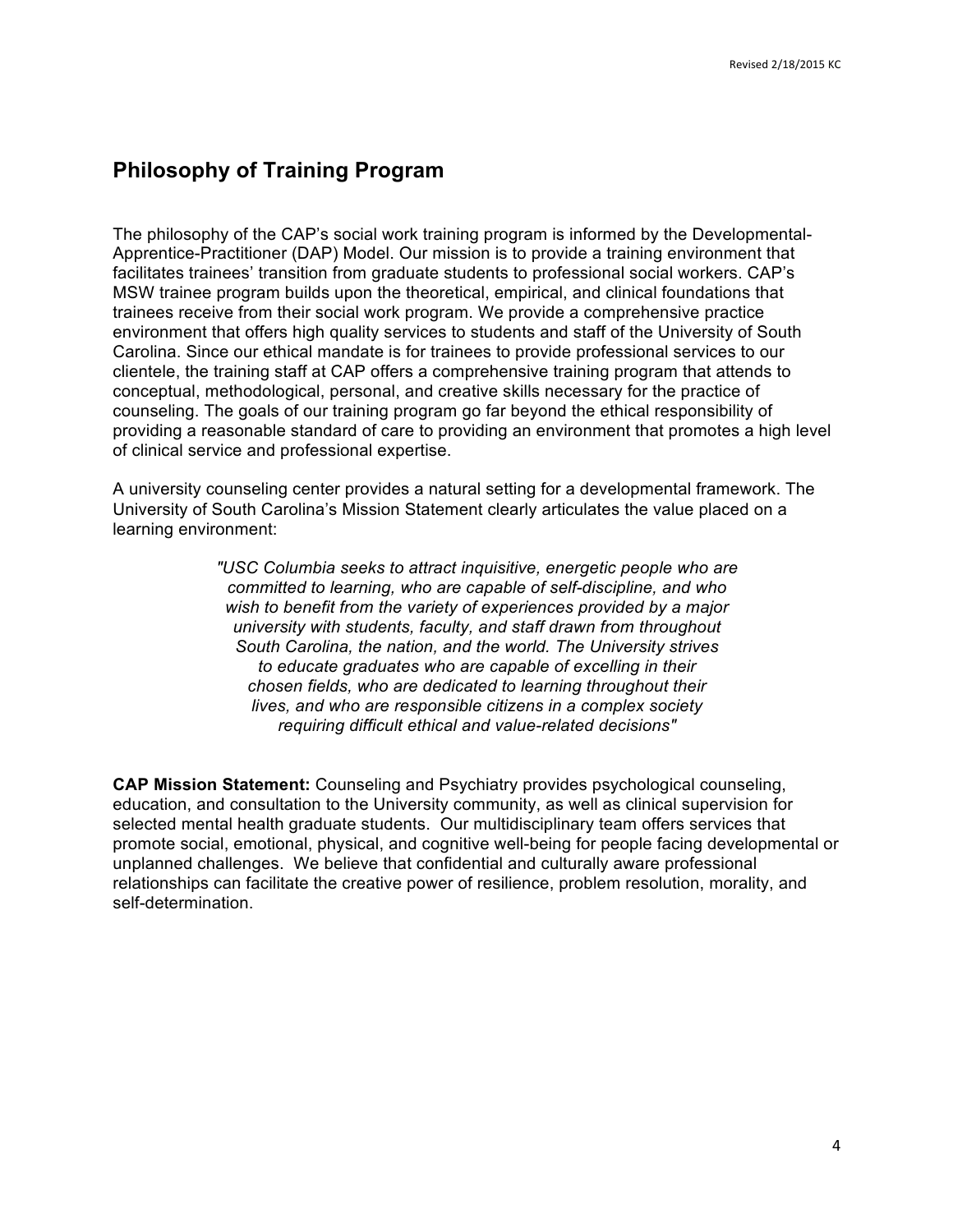## Philosophy of Training Program

The philosophy of the CAP's social work training program is informed by the Developmental-Apprentice-Practitioner (DAP) Model. Our mission is to provide a training environment that facilitates trainees' transition from graduate students to professional social workers. CAP's MSW trainee program builds upon the theoretical, empirical, and clinical foundations that trainees receive from their social work program. We provide a comprehensive practice environment that offers high quality services to students and staff of the University of South Carolina. Since our ethical mandate is for trainees to provide professional services to our clientele, the training staff at CAP offers a comprehensive training program that attends to conceptual, methodological, personal, and creative skills necessary for the practice of counseling. The goals of our training program go far beyond the ethical responsibility of providing a reasonable standard of care to providing an environment that promotes a high level of clinical service and professional expertise.

A university counseling center provides a natural setting for a developmental framework. The University of South Carolina's Mission Statement clearly articulates the value placed on a learning environment:

> *"USC Columbia seeks to attract inquisitive, energetic people who are committed to learning, who are capable of self-discipline, and who wish to benefit from the variety of experiences provided by a major university with students, faculty, and staff drawn from throughout South Carolina, the nation, and the world. The University strives to educate graduates who are capable of excelling in their chosen fields, who are dedicated to learning throughout their lives, and who are responsible citizens in a complex society requiring difficult ethical and value-related decisions"*

**CAP Mission Statement:** Counseling and Psychiatry provides psychological counseling, education, and consultation to the University community, as well as clinical supervision for selected mental health graduate students. Our multidisciplinary team offers services that promote social, emotional, physical, and cognitive well-being for people facing developmental or unplanned challenges. We believe that confidential and culturally aware professional relationships can facilitate the creative power of resilience, problem resolution, morality, and self-determination.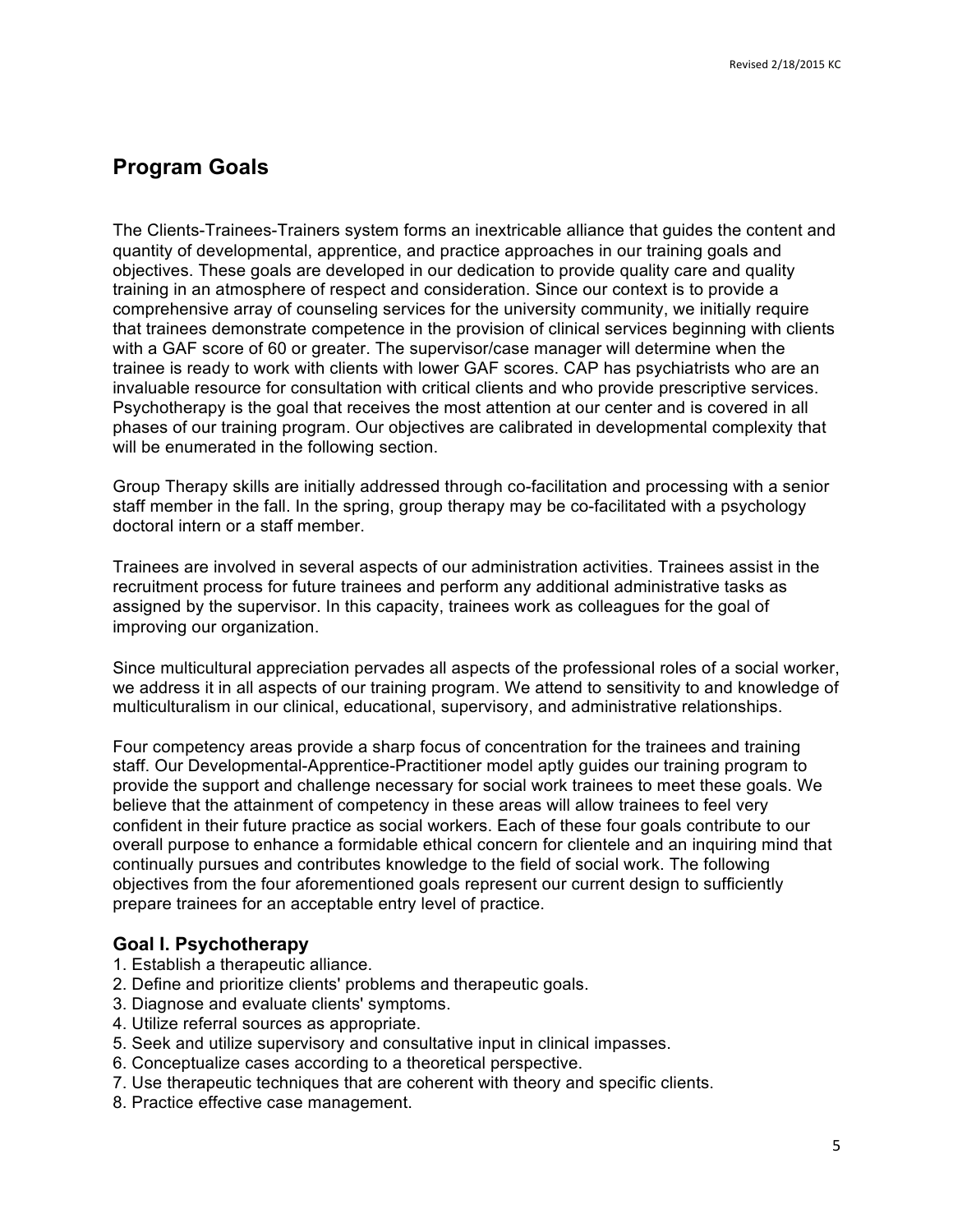## Program Goals

The Clients-Trainees-Trainers system forms an inextricable alliance that guides the content and quantity of developmental, apprentice, and practice approaches in our training goals and objectives. These goals are developed in our dedication to provide quality care and quality training in an atmosphere of respect and consideration. Since our context is to provide a comprehensive array of counseling services for the university community, we initially require that trainees demonstrate competence in the provision of clinical services beginning with clients with a GAF score of 60 or greater. The supervisor/case manager will determine when the trainee is ready to work with clients with lower GAF scores. CAP has psychiatrists who are an invaluable resource for consultation with critical clients and who provide prescriptive services. Psychotherapy is the goal that receives the most attention at our center and is covered in all phases of our training program. Our objectives are calibrated in developmental complexity that will be enumerated in the following section.

Group Therapy skills are initially addressed through co-facilitation and processing with a senior staff member in the fall. In the spring, group therapy may be co-facilitated with a psychology doctoral intern or a staff member.

Trainees are involved in several aspects of our administration activities. Trainees assist in the recruitment process for future trainees and perform any additional administrative tasks as assigned by the supervisor. In this capacity, trainees work as colleagues for the goal of improving our organization.

Since multicultural appreciation pervades all aspects of the professional roles of a social worker, we address it in all aspects of our training program. We attend to sensitivity to and knowledge of multiculturalism in our clinical, educational, supervisory, and administrative relationships.

Four competency areas provide a sharp focus of concentration for the trainees and training staff. Our Developmental-Apprentice-Practitioner model aptly guides our training program to provide the support and challenge necessary for social work trainees to meet these goals. We believe that the attainment of competency in these areas will allow trainees to feel very confident in their future practice as social workers. Each of these four goals contribute to our overall purpose to enhance a formidable ethical concern for clientele and an inquiring mind that continually pursues and contributes knowledge to the field of social work. The following objectives from the four aforementioned goals represent our current design to sufficiently prepare trainees for an acceptable entry level of practice.

### Goal I. Psychotherapy

1. Establish a therapeutic alliance.
2. Define and prioritize clients' problems and therapeutic goals.
3. Diagnose and evaluate clients' symptoms.
4. Utilize referral sources as appropriate.
5. Seek and utilize supervisory and consultative input in clinical impasses.
6. Conceptualize cases according to a theoretical perspective.
7. Use therapeutic techniques that are coherent with theory and specific clients.
8. Practice effective case management.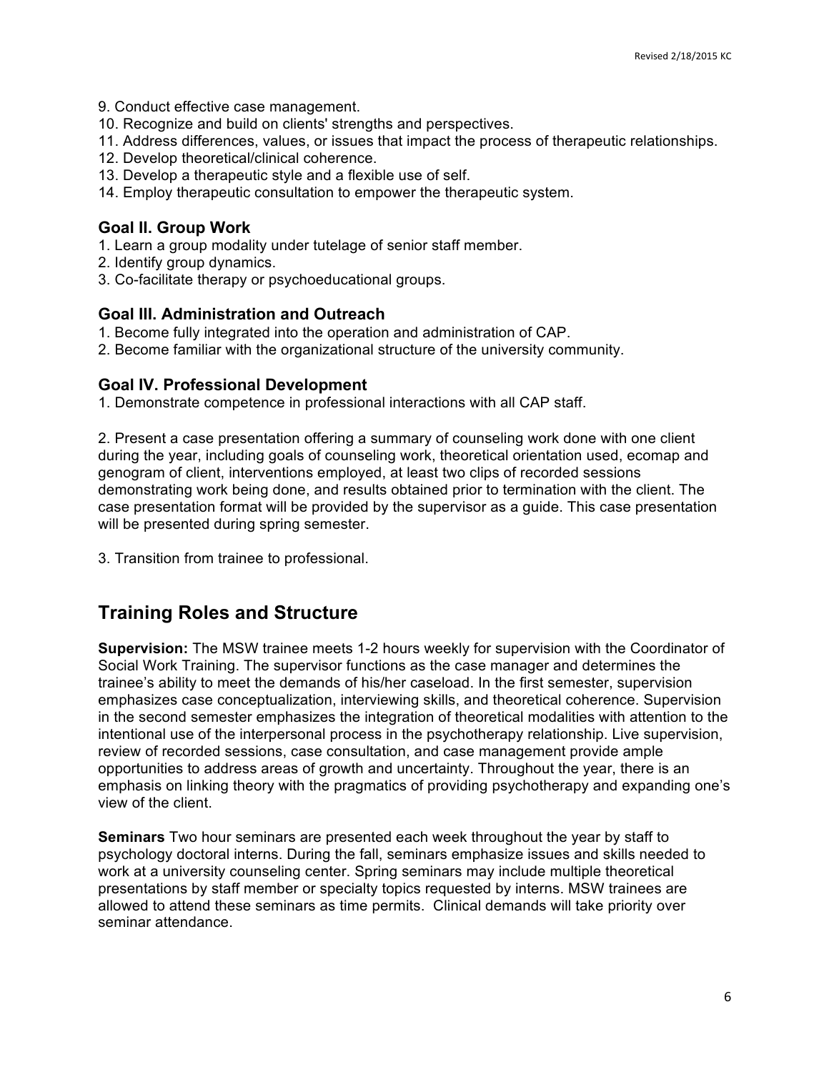9. Conduct effective case management.
10. Recognize and build on clients' strengths and perspectives.
11. Address differences, values, or issues that impact the process of therapeutic relationships.
12. Develop theoretical/clinical coherence.
13. Develop a therapeutic style and a flexible use of self.
14. Employ therapeutic consultation to empower the therapeutic system.

### Goal II. Group Work

1. Learn a group modality under tutelage of senior staff member.
2. Identify group dynamics.
3. Co-facilitate therapy or psychoeducational groups.

### Goal III. Administration and Outreach

1. Become fully integrated into the operation and administration of CAP.
2. Become familiar with the organizational structure of the university community.

### Goal IV. Professional Development

1. Demonstrate competence in professional interactions with all CAP staff.

2. Present a case presentation offering a summary of counseling work done with one client during the year, including goals of counseling work, theoretical orientation used, ecomap and genogram of client, interventions employed, at least two clips of recorded sessions demonstrating work being done, and results obtained prior to termination with the client. The case presentation format will be provided by the supervisor as a guide. This case presentation will be presented during spring semester.

3. Transition from trainee to professional.

## Training Roles and Structure

**Supervision:** The MSW trainee meets 1-2 hours weekly for supervision with the Coordinator of Social Work Training. The supervisor functions as the case manager and determines the trainee's ability to meet the demands of his/her caseload. In the first semester, supervision emphasizes case conceptualization, interviewing skills, and theoretical coherence. Supervision in the second semester emphasizes the integration of theoretical modalities with attention to the intentional use of the interpersonal process in the psychotherapy relationship. Live supervision, review of recorded sessions, case consultation, and case management provide ample opportunities to address areas of growth and uncertainty. Throughout the year, there is an emphasis on linking theory with the pragmatics of providing psychotherapy and expanding one's view of the client.

**Seminars** Two hour seminars are presented each week throughout the year by staff to psychology doctoral interns. During the fall, seminars emphasize issues and skills needed to work at a university counseling center. Spring seminars may include multiple theoretical presentations by staff member or specialty topics requested by interns. MSW trainees are allowed to attend these seminars as time permits. Clinical demands will take priority over seminar attendance.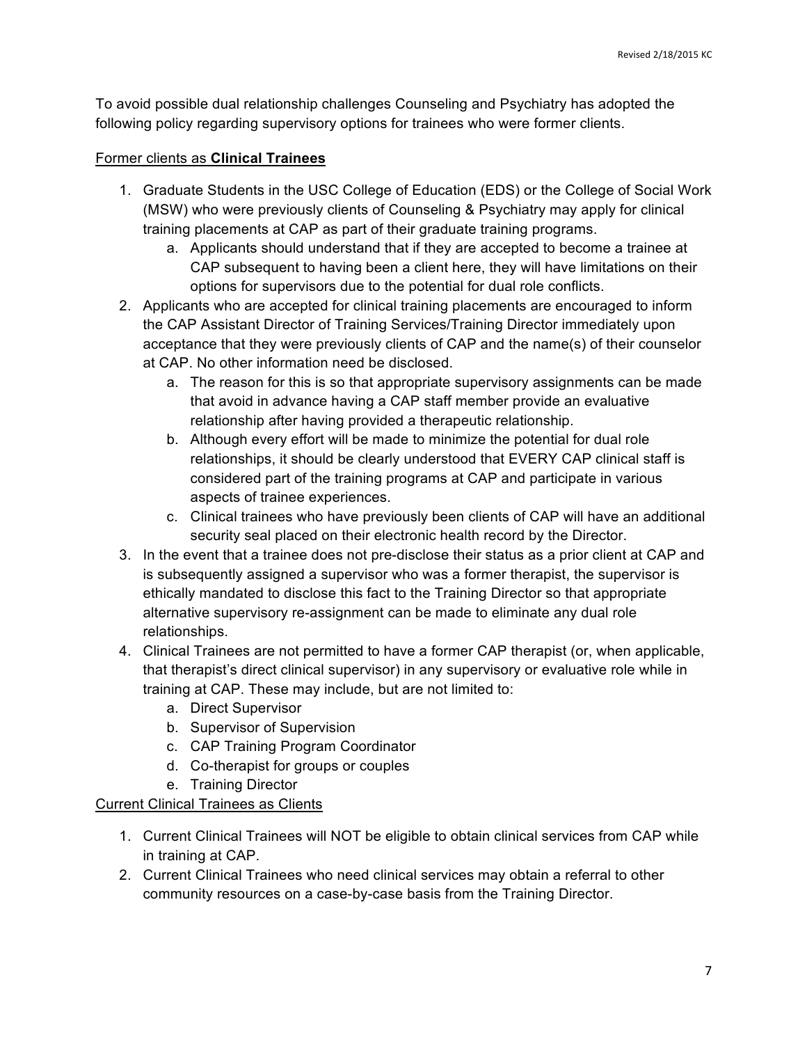To avoid possible dual relationship challenges Counseling and Psychiatry has adopted the following policy regarding supervisory options for trainees who were former clients.

Former clients as **Clinical Trainees**

1. Graduate Students in the USC College of Education (EDS) or the College of Social Work (MSW) who were previously clients of Counseling & Psychiatry may apply for clinical training placements at CAP as part of their graduate training programs.
   a. Applicants should understand that if they are accepted to become a trainee at CAP subsequent to having been a client here, they will have limitations on their options for supervisors due to the potential for dual role conflicts.
2. Applicants who are accepted for clinical training placements are encouraged to inform the CAP Assistant Director of Training Services/Training Director immediately upon acceptance that they were previously clients of CAP and the name(s) of their counselor at CAP. No other information need be disclosed.
   a. The reason for this is so that appropriate supervisory assignments can be made that avoid in advance having a CAP staff member provide an evaluative relationship after having provided a therapeutic relationship.
   b. Although every effort will be made to minimize the potential for dual role relationships, it should be clearly understood that EVERY CAP clinical staff is considered part of the training programs at CAP and participate in various aspects of trainee experiences.
   c. Clinical trainees who have previously been clients of CAP will have an additional security seal placed on their electronic health record by the Director.
3. In the event that a trainee does not pre-disclose their status as a prior client at CAP and is subsequently assigned a supervisor who was a former therapist, the supervisor is ethically mandated to disclose this fact to the Training Director so that appropriate alternative supervisory re-assignment can be made to eliminate any dual role relationships.
4. Clinical Trainees are not permitted to have a former CAP therapist (or, when applicable, that therapist's direct clinical supervisor) in any supervisory or evaluative role while in training at CAP. These may include, but are not limited to:
   a. Direct Supervisor
   b. Supervisor of Supervision
   c. CAP Training Program Coordinator
   d. Co-therapist for groups or couples
   e. Training Director

Current Clinical Trainees as Clients

1. Current Clinical Trainees will NOT be eligible to obtain clinical services from CAP while in training at CAP.
2. Current Clinical Trainees who need clinical services may obtain a referral to other community resources on a case-by-case basis from the Training Director.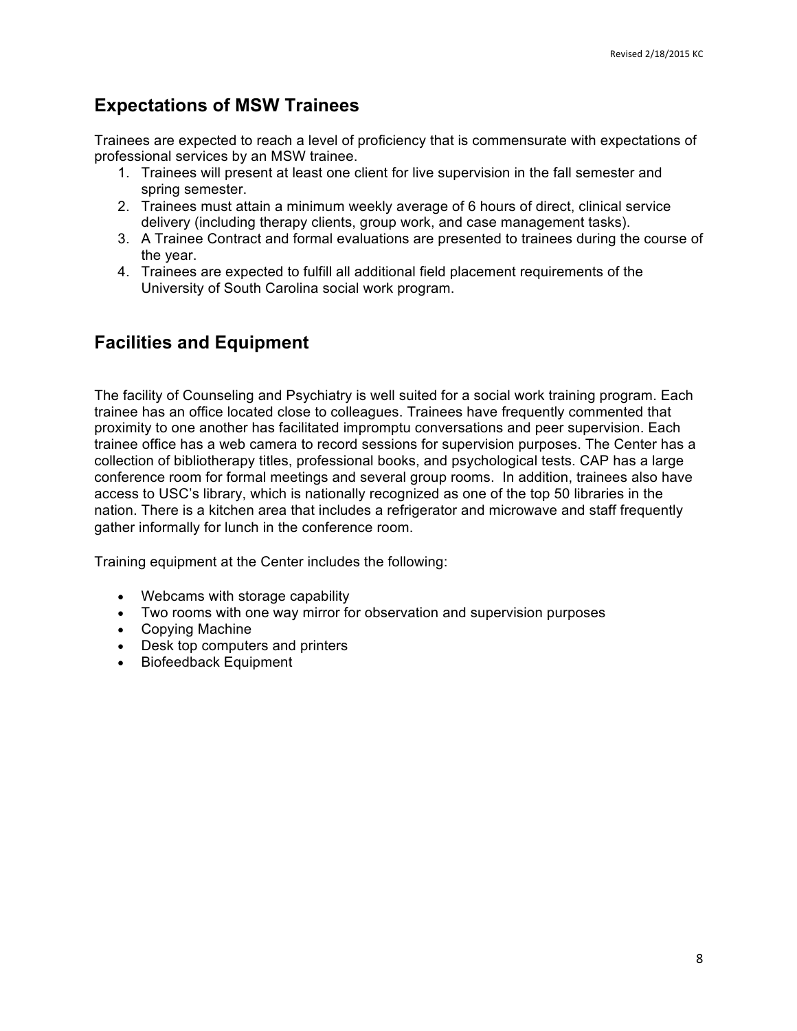## Expectations of MSW Trainees

Trainees are expected to reach a level of proficiency that is commensurate with expectations of professional services by an MSW trainee.

1. Trainees will present at least one client for live supervision in the fall semester and spring semester.
2. Trainees must attain a minimum weekly average of 6 hours of direct, clinical service delivery (including therapy clients, group work, and case management tasks).
3. A Trainee Contract and formal evaluations are presented to trainees during the course of the year.
4. Trainees are expected to fulfill all additional field placement requirements of the University of South Carolina social work program.

## Facilities and Equipment

The facility of Counseling and Psychiatry is well suited for a social work training program. Each trainee has an office located close to colleagues. Trainees have frequently commented that proximity to one another has facilitated impromptu conversations and peer supervision. Each trainee office has a web camera to record sessions for supervision purposes. The Center has a collection of bibliotherapy titles, professional books, and psychological tests. CAP has a large conference room for formal meetings and several group rooms. In addition, trainees also have access to USC's library, which is nationally recognized as one of the top 50 libraries in the nation. There is a kitchen area that includes a refrigerator and microwave and staff frequently gather informally for lunch in the conference room.

Training equipment at the Center includes the following:

- Webcams with storage capability
- Two rooms with one way mirror for observation and supervision purposes
- Copying Machine
- Desk top computers and printers
- Biofeedback Equipment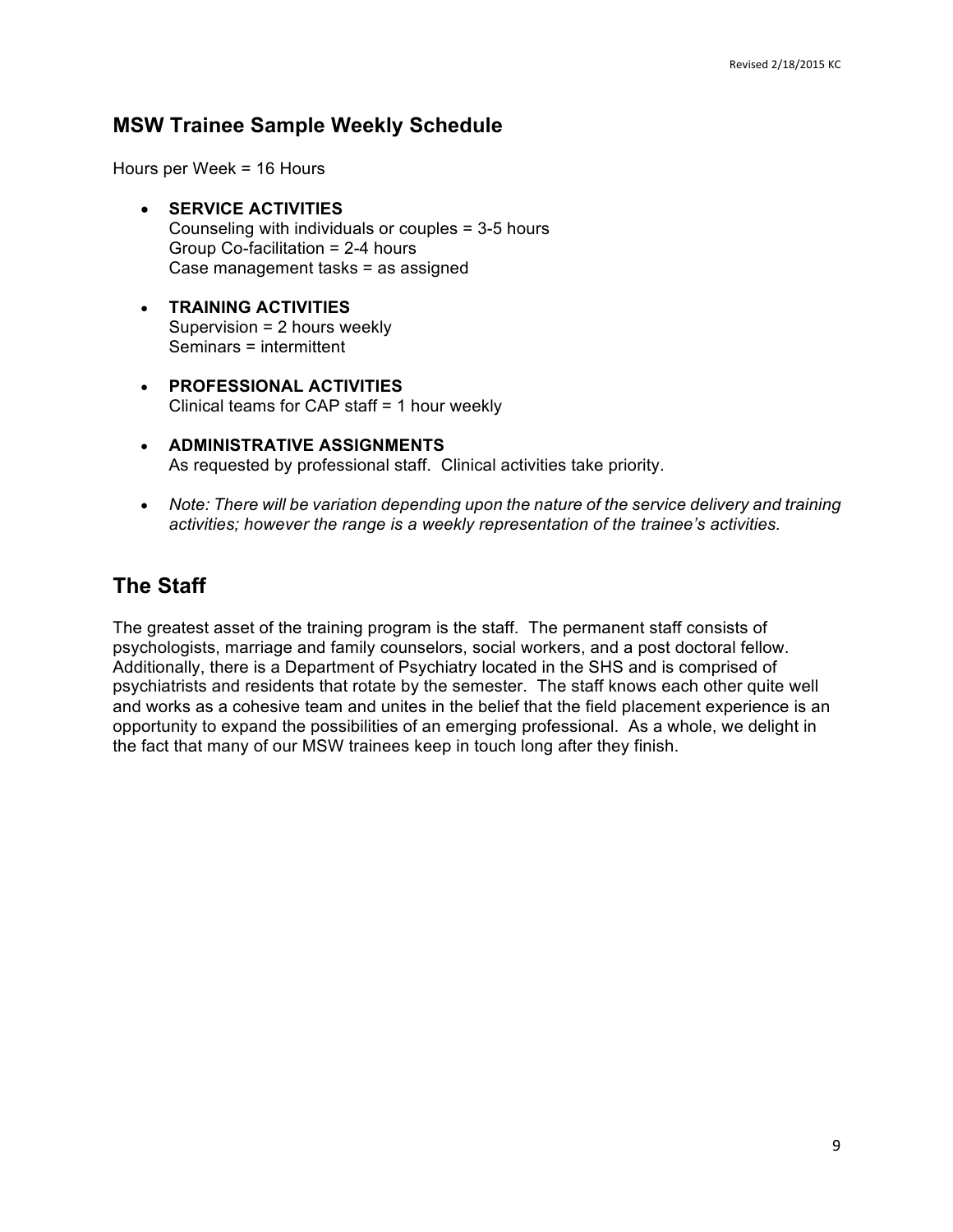## MSW Trainee Sample Weekly Schedule

Hours per Week = 16 Hours

- **SERVICE ACTIVITIES**
  Counseling with individuals or couples = 3-5 hours
  Group Co-facilitation = 2-4 hours
  Case management tasks = as assigned

- **TRAINING ACTIVITIES**
  Supervision = 2 hours weekly
  Seminars = intermittent

- **PROFESSIONAL ACTIVITIES**
  Clinical teams for CAP staff = 1 hour weekly

- **ADMINISTRATIVE ASSIGNMENTS**
  As requested by professional staff. Clinical activities take priority.

- *Note: There will be variation depending upon the nature of the service delivery and training activities; however the range is a weekly representation of the trainee's activities.*

## The Staff

The greatest asset of the training program is the staff. The permanent staff consists of psychologists, marriage and family counselors, social workers, and a post doctoral fellow. Additionally, there is a Department of Psychiatry located in the SHS and is comprised of psychiatrists and residents that rotate by the semester. The staff knows each other quite well and works as a cohesive team and unites in the belief that the field placement experience is an opportunity to expand the possibilities of an emerging professional. As a whole, we delight in the fact that many of our MSW trainees keep in touch long after they finish.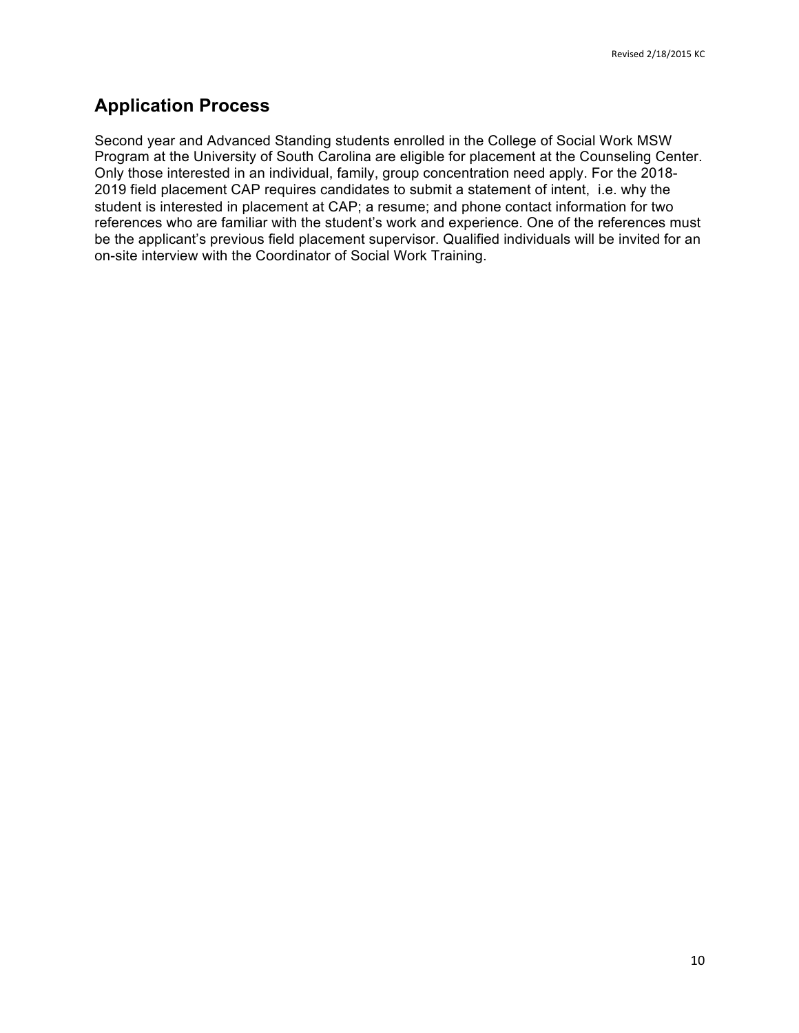## Application Process

Second year and Advanced Standing students enrolled in the College of Social Work MSW Program at the University of South Carolina are eligible for placement at the Counseling Center. Only those interested in an individual, family, group concentration need apply. For the 2018-2019 field placement CAP requires candidates to submit a statement of intent, i.e. why the student is interested in placement at CAP; a resume; and phone contact information for two references who are familiar with the student's work and experience. One of the references must be the applicant's previous field placement supervisor. Qualified individuals will be invited for an on-site interview with the Coordinator of Social Work Training.